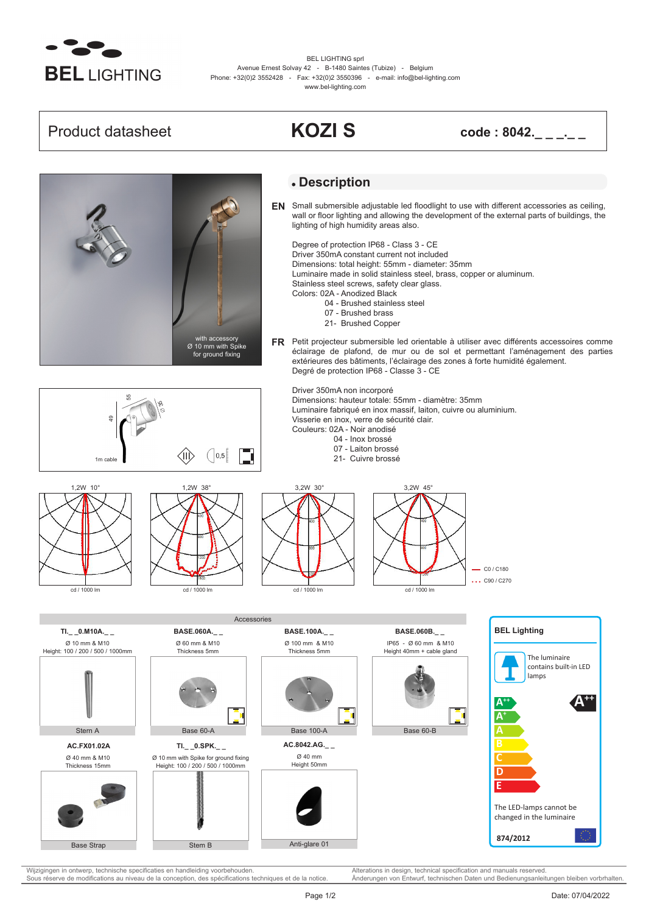BEL LIGHTING

BEL LIGHTING sprl
Avenue Ernest Solvay 42 - B-1480 Saintes (Tubize) - Belgium
Phone: +32(0)2 3552428 - Fax: +32(0)2 3550396 - e-mail: info@bel-lighting.com
www.bel-lighting.com

# Product datasheet — KOZI S — code : 8042._ _ _._ _

with accessory
Ø 10 mm with Spike
for ground fixing

1m cable — 55 — 49 — Ø 35 — 0,5

## Description

**EN** Small submersible adjustable led floodlight to use with different accessories as ceiling, wall or floor lighting and allowing the development of the external parts of buildings, the lighting of high humidity areas also.

Degree of protection IP68 - Class 3 - CE
Driver 350mA constant current not included
Dimensions: total height: 55mm - diameter: 35mm
Luminaire made in solid stainless steel, brass, copper or aluminum.
Stainless steel screws, safety clear glass.
Colors: 02A - Anodized Black
- 04 - Brushed stainless steel
- 07 - Brushed brass
- 21- Brushed Copper

**FR** Petit projecteur submersible led orientable à utiliser avec différents accessoires comme éclairage de plafond, de mur ou de sol et permettant l'aménagement des parties extérieures des bâtiments, l'éclairage des zones à forte humidité également.
Degré de protection IP68 - Classe 3 - CE

Driver 350mA non incorporé
Dimensions: hauteur totale: 55mm - diamètre: 35mm
Luminaire fabriqué en inox massif, laiton, cuivre ou aluminium.
Visserie en inox, verre de sécurité clair.
Couleurs: 02A - Noir anodisé
- 04 - Inox brossé
- 07 - Laiton brossé
- 21- Cuivre brossé

1,2W 10° — cd / 1000 lm
1,2W 38° — cd / 1000 lm
3,2W 30° — cd / 1000 lm
3,2W 45° — cd / 1000 lm

— C0 / C180
... C90 / C270

## Accessories

| TI._ _0.M10A._ _ | BASE.060A._ _ | BASE.100A._ _ | BASE.060B._ _ |
|---|---|---|---|
| Ø 10 mm & M10<br>Height: 100 / 200 / 500 / 1000mm | Ø 60 mm & M10<br>Thickness 5mm | Ø 100 mm & M10<br>Thickness 5mm | IP65 - Ø 60 mm & M10<br>Height 40mm + cable gland |
| Stem A | Base 60-A | Base 100-A | Base 60-B |

| AC.FX01.02A | TI._ _0.SPK._ _ | AC.8042.AG._ _ |
|---|---|---|
| Ø 40 mm & M10<br>Thickness 15mm | Ø 10 mm with Spike for ground fixing<br>Height: 100 / 200 / 500 / 1000mm | Ø 40 mm<br>Height 50mm |
| Base Strap | Stem B | Anti-glare 01 |

**BEL Lighting**

The luminaire contains built-in LED lamps

A++ / A+ / A / B / C / D / E — A++

The LED-lamps cannot be changed in the luminaire

874/2012

Wijzigingen in ontwerp, technische specificaties en handleiding voorbehouden.
Sous réserve de modifications au niveau de la conception, des spécifications techniques et de la notice.
Alterations in design, technical specification and manuals reserved.
Änderungen von Entwurf, technischen Daten und Bedienungsanleitungen bleiben vorbrhalten.

Date: 07/04/2022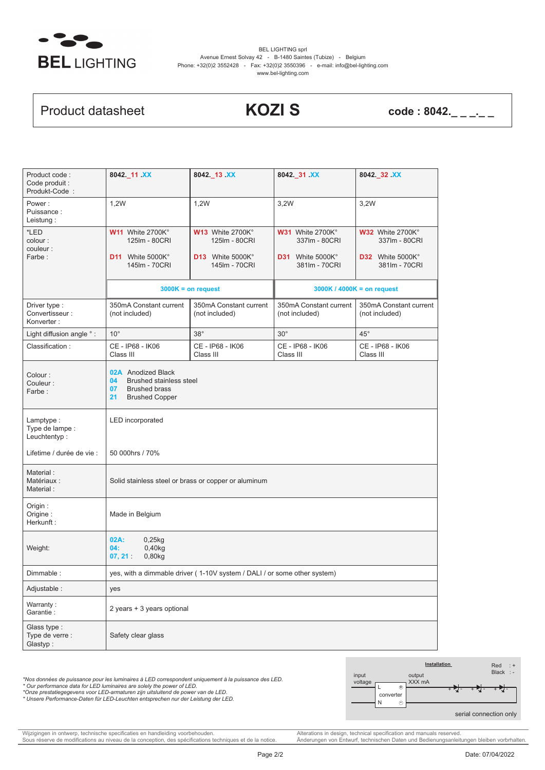BEL LIGHTING

BEL LIGHTING sprl
Avenue Ernest Solvay 42 - B-1480 Saintes (Tubize) - Belgium
Phone: +32(0)2 3552428 - Fax: +32(0)2 3550396 - e-mail: info@bel-lighting.com
www.bel-lighting.com

# Product datasheet — KOZI S — code : 8042._ _ _._ _

| | | | | |
|---|---|---|---|---|
| Product code :<br>Code produit :<br>Produkt-Code : | **8042._11 .XX** | **8042._13 .XX** | **8042._31 .XX** | **8042._32 .XX** |
| Power :<br>Puissance :<br>Leistung : | 1,2W | 1,2W | 3,2W | 3,2W |
| *LED<br>colour :<br>couleur :<br>Farbe : | **W11** White 2700K° 125lm - 80CRI<br><br>**D11** White 5000K° 145lm - 70CRI | **W13** White 2700K° 125lm - 80CRI<br><br>**D13** White 5000K° 145lm - 70CRI | **W31** White 2700K° 337lm - 80CRI<br><br>**D31** White 5000K° 381lm - 70CRI | **W32** White 2700K° 337lm - 80CRI<br><br>**D32** White 5000K° 381lm - 70CRI |
| | **3000K = on request** | | **3000K / 4000K = on request** | |
| Driver type :<br>Convertisseur :<br>Konverter : | 350mA Constant current (not included) | 350mA Constant current (not included) | 350mA Constant current (not included) | 350mA Constant current (not included) |
| Light diffusion angle ° : | 10° | 38° | 30° | 45° |
| Classification : | CE - IP68 - IK06<br>Class III | CE - IP68 - IK06<br>Class III | CE - IP68 - IK06<br>Class III | CE - IP68 - IK06<br>Class III |
| Colour :<br>Couleur :<br>Farbe : | **02A** Anodized Black<br>**04** Brushed stainless steel<br>**07** Brushed brass<br>**21** Brushed Copper | | | |
| Lamptype :<br>Type de lampe :<br>Leuchtentyp : | LED incorporated | | | |
| Lifetime / durée de vie : | 50 000hrs / 70% | | | |
| Material :<br>Matériaux :<br>Material : | Solid stainless steel or brass or copper or aluminum | | | |
| Origin :<br>Origine :<br>Herkunft : | Made in Belgium | | | |
| Weight: | **02A:** 0,25kg<br>**04:** 0,40kg<br>**07, 21 :** 0,80kg | | | |
| Dimmable : | yes, with a dimmable driver ( 1-10V system / DALI / or some other system) | | | |
| Adjustable : | yes | | | |
| Warranty :<br>Garantie : | 2 years + 3 years optional | | | |
| Glass type :<br>Type de verre :<br>Glastyp : | Safety clear glass | | | |

*Nos données de puissance pour les luminaires à LED correspondent uniquement à la puissance des LED.
* Our performance data for LED luminaires are solely the power of LED.
*Onze prestatiegegevens voor LED-armaturen zijn uitsluitend de power van de LED.
* Unsere Performance-Daten für LED-Leuchten entsprechen nur der Leistung der LED.

Installation
input voltage
L
N
converter
output XXX mA
Red : +
Black : -
serial connection only

Wijzigingen in ontwerp, technische specificaties en handleiding voorbehouden.
Sous réserve de modifications au niveau de la conception, des spécifications techniques et de la notice.
Alterations in design, technical specification and manuals reserved.
Änderungen von Entwurf, technischen Daten und Bedienungsanleitungen bleiben vorbrhalten.

Date: 07/04/2022